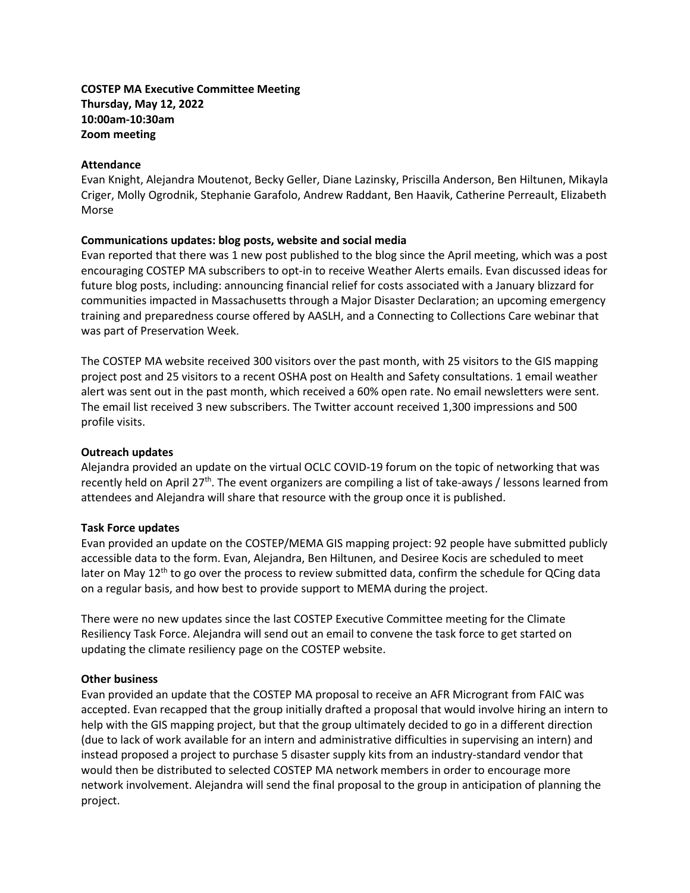**COSTEP MA Executive Committee Meeting**
**Thursday, May 12, 2022**
**10:00am-10:30am**
**Zoom meeting**

**Attendance**

Evan Knight, Alejandra Moutenot, Becky Geller, Diane Lazinsky, Priscilla Anderson, Ben Hiltunen, Mikayla Criger, Molly Ogrodnik, Stephanie Garafolo, Andrew Raddant, Ben Haavik, Catherine Perreault, Elizabeth Morse

**Communications updates: blog posts, website and social media**

Evan reported that there was 1 new post published to the blog since the April meeting, which was a post encouraging COSTEP MA subscribers to opt-in to receive Weather Alerts emails. Evan discussed ideas for future blog posts, including: announcing financial relief for costs associated with a January blizzard for communities impacted in Massachusetts through a Major Disaster Declaration; an upcoming emergency training and preparedness course offered by AASLH, and a Connecting to Collections Care webinar that was part of Preservation Week.

The COSTEP MA website received 300 visitors over the past month, with 25 visitors to the GIS mapping project post and 25 visitors to a recent OSHA post on Health and Safety consultations. 1 email weather alert was sent out in the past month, which received a 60% open rate. No email newsletters were sent. The email list received 3 new subscribers. The Twitter account received 1,300 impressions and 500 profile visits.

**Outreach updates**

Alejandra provided an update on the virtual OCLC COVID-19 forum on the topic of networking that was recently held on April 27th. The event organizers are compiling a list of take-aways / lessons learned from attendees and Alejandra will share that resource with the group once it is published.

**Task Force updates**

Evan provided an update on the COSTEP/MEMA GIS mapping project: 92 people have submitted publicly accessible data to the form. Evan, Alejandra, Ben Hiltunen, and Desiree Kocis are scheduled to meet later on May 12th to go over the process to review submitted data, confirm the schedule for QCing data on a regular basis, and how best to provide support to MEMA during the project.

There were no new updates since the last COSTEP Executive Committee meeting for the Climate Resiliency Task Force. Alejandra will send out an email to convene the task force to get started on updating the climate resiliency page on the COSTEP website.

**Other business**

Evan provided an update that the COSTEP MA proposal to receive an AFR Microgrant from FAIC was accepted. Evan recapped that the group initially drafted a proposal that would involve hiring an intern to help with the GIS mapping project, but that the group ultimately decided to go in a different direction (due to lack of work available for an intern and administrative difficulties in supervising an intern) and instead proposed a project to purchase 5 disaster supply kits from an industry-standard vendor that would then be distributed to selected COSTEP MA network members in order to encourage more network involvement. Alejandra will send the final proposal to the group in anticipation of planning the project.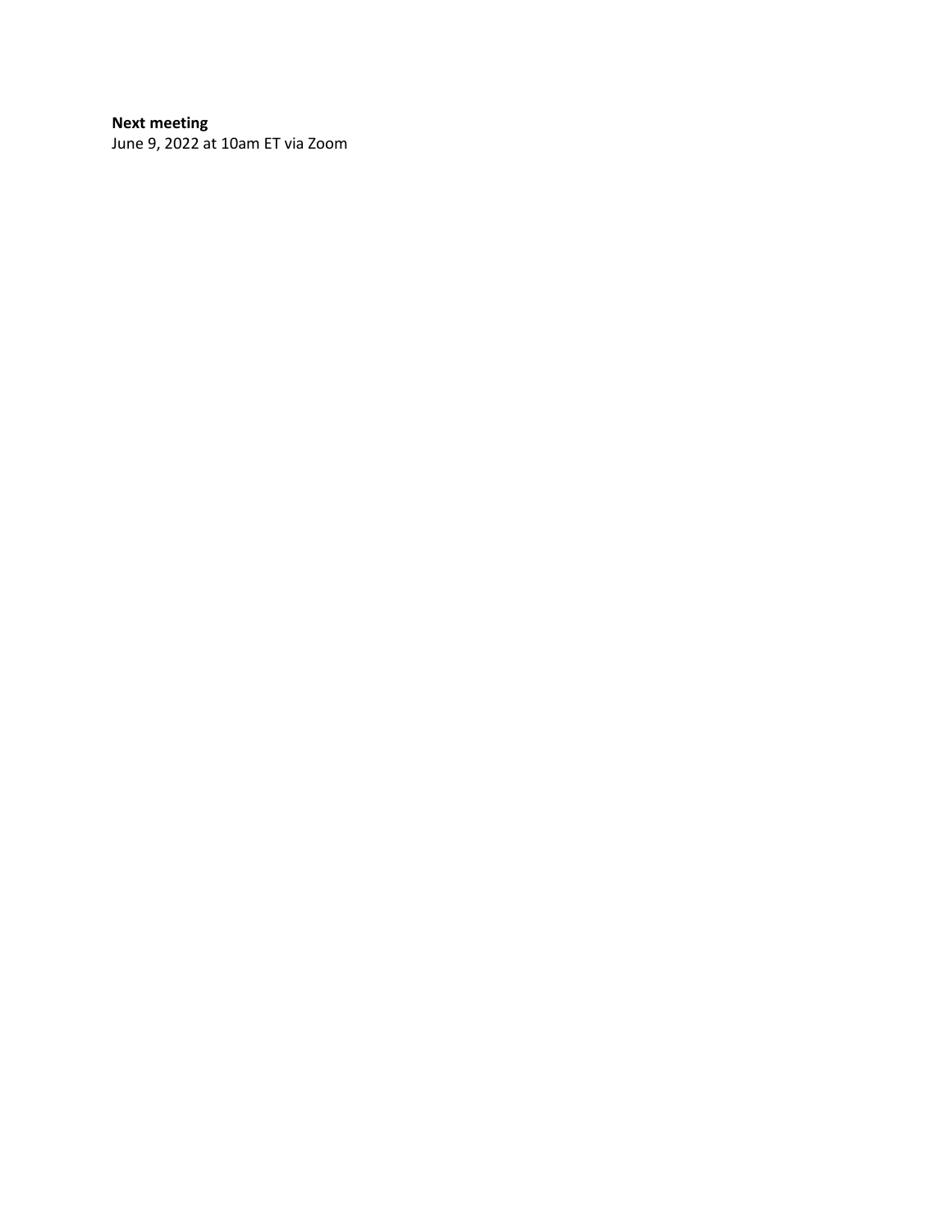**Next meeting**
June 9, 2022 at 10am ET via Zoom